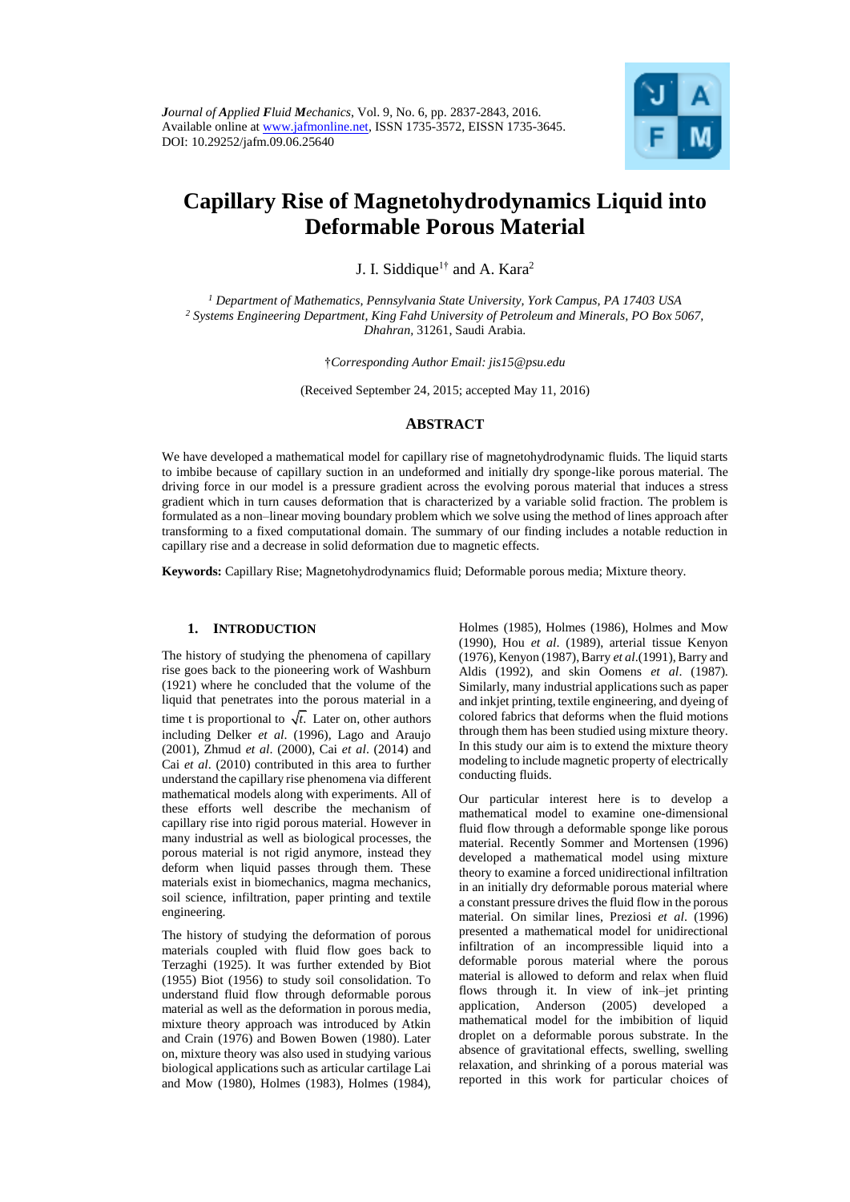*Journal of Applied Fluid Mechanics*, Vol. 9, No. 6, pp. 2837-2843, 2016.
Available online at www.jafmonline.net, ISSN 1735-3572, EISSN 1735-3645.
DOI: 10.29252/jafm.09.06.25640

# Capillary Rise of Magnetohydrodynamics Liquid into Deformable Porous Material

J. I. Siddique[1†] and A. Kara[2]

[1] *Department of Mathematics, Pennsylvania State University, York Campus, PA 17403 USA*
[2] *Systems Engineering Department, King Fahd University of Petroleum and Minerals, PO Box 5067, Dhahran,* 31261, Saudi Arabia.

†*Corresponding Author Email: jis15@psu.edu*

(Received September 24, 2015; accepted May 11, 2016)

## ABSTRACT

We have developed a mathematical model for capillary rise of magnetohydrodynamic fluids. The liquid starts to imbibe because of capillary suction in an undeformed and initially dry sponge-like porous material. The driving force in our model is a pressure gradient across the evolving porous material that induces a stress gradient which in turn causes deformation that is characterized by a variable solid fraction. The problem is formulated as a non–linear moving boundary problem which we solve using the method of lines approach after transforming to a fixed computational domain. The summary of our finding includes a notable reduction in capillary rise and a decrease in solid deformation due to magnetic effects.

**Keywords:** Capillary Rise; Magnetohydrodynamics fluid; Deformable porous media; Mixture theory.

## 1. INTRODUCTION

The history of studying the phenomena of capillary rise goes back to the pioneering work of Washburn (1921) where he concluded that the volume of the liquid that penetrates into the porous material in a time t is proportional to $\sqrt{t}$. Later on, other authors including Delker *et al*. (1996), Lago and Araujo (2001), Zhmud *et al*. (2000), Cai *et al*. (2014) and Cai *et al*. (2010) contributed in this area to further understand the capillary rise phenomena via different mathematical models along with experiments. All of these efforts well describe the mechanism of capillary rise into rigid porous material. However in many industrial as well as biological processes, the porous material is not rigid anymore, instead they deform when liquid passes through them. These materials exist in biomechanics, magma mechanics, soil science, infiltration, paper printing and textile engineering.

The history of studying the deformation of porous materials coupled with fluid flow goes back to Terzaghi (1925). It was further extended by Biot (1955) Biot (1956) to study soil consolidation. To understand fluid flow through deformable porous material as well as the deformation in porous media, mixture theory approach was introduced by Atkin and Crain (1976) and Bowen Bowen (1980). Later on, mixture theory was also used in studying various biological applications such as articular cartilage Lai and Mow (1980), Holmes (1983), Holmes (1984), Holmes (1985), Holmes (1986), Holmes and Mow (1990), Hou *et al*. (1989), arterial tissue Kenyon (1976), Kenyon (1987), Barry *et al*.(1991), Barry and Aldis (1992), and skin Oomens *et al*. (1987). Similarly, many industrial applications such as paper and inkjet printing, textile engineering, and dyeing of colored fabrics that deforms when the fluid motions through them has been studied using mixture theory. In this study our aim is to extend the mixture theory modeling to include magnetic property of electrically conducting fluids.

Our particular interest here is to develop a mathematical model to examine one-dimensional fluid flow through a deformable sponge like porous material. Recently Sommer and Mortensen (1996) developed a mathematical model using mixture theory to examine a forced unidirectional infiltration in an initially dry deformable porous material where a constant pressure drives the fluid flow in the porous material. On similar lines, Preziosi *et al*. (1996) presented a mathematical model for unidirectional infiltration of an incompressible liquid into a deformable porous material where the porous material is allowed to deform and relax when fluid flows through it. In view of ink–jet printing application, Anderson (2005) developed a mathematical model for the imbibition of liquid droplet on a deformable porous substrate. In the absence of gravitational effects, swelling, swelling relaxation, and shrinking of a porous material was reported in this work for particular choices of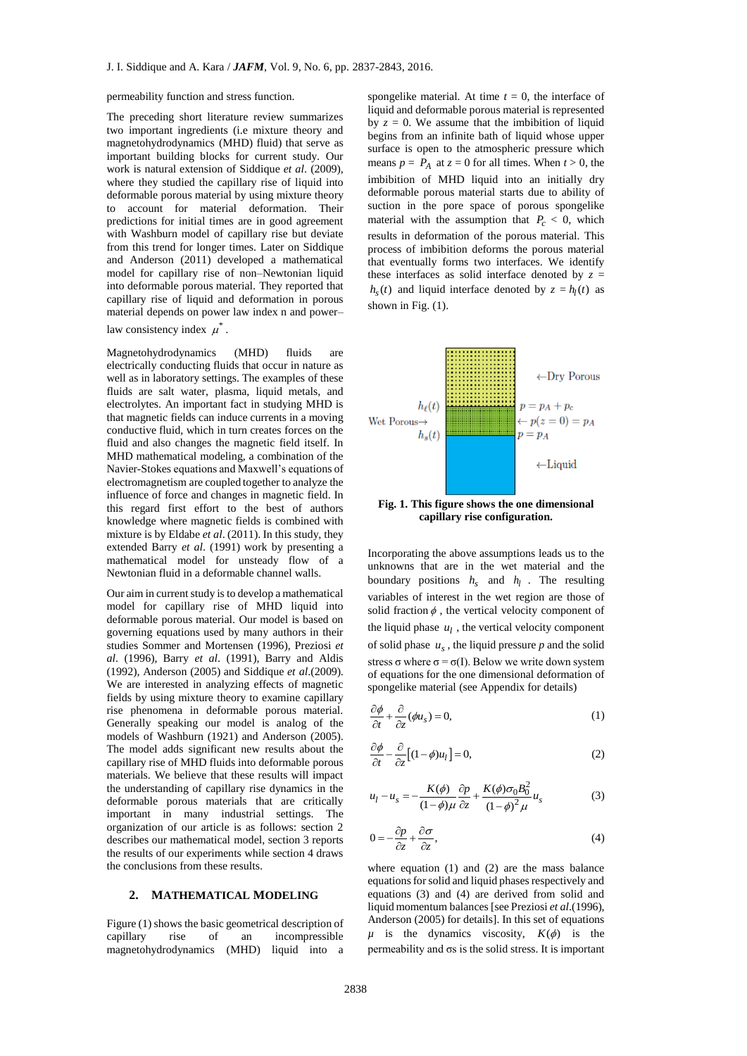permeability function and stress function.

The preceding short literature review summarizes two important ingredients (i.e mixture theory and magnetohydrodynamics (MHD) fluid) that serve as important building blocks for current study. Our work is natural extension of Siddique *et al*. (2009), where they studied the capillary rise of liquid into deformable porous material by using mixture theory to account for material deformation. Their predictions for initial times are in good agreement with Washburn model of capillary rise but deviate from this trend for longer times. Later on Siddique and Anderson (2011) developed a mathematical model for capillary rise of non–Newtonian liquid into deformable porous material. They reported that capillary rise of liquid and deformation in porous material depends on power law index n and power–law consistency index $\mu^*$.

Magnetohydrodynamics (MHD) fluids are electrically conducting fluids that occur in nature as well as in laboratory settings. The examples of these fluids are salt water, plasma, liquid metals, and electrolytes. An important fact in studying MHD is that magnetic fields can induce currents in a moving conductive fluid, which in turn creates forces on the fluid and also changes the magnetic field itself. In MHD mathematical modeling, a combination of the Navier-Stokes equations and Maxwell's equations of electromagnetism are coupled together to analyze the influence of force and changes in magnetic field. In this regard first effort to the best of authors knowledge where magnetic fields is combined with mixture is by Eldabe *et al*. (2011). In this study, they extended Barry *et al*. (1991) work by presenting a mathematical model for unsteady flow of a Newtonian fluid in a deformable channel walls.

Our aim in current study is to develop a mathematical model for capillary rise of MHD liquid into deformable porous material. Our model is based on governing equations used by many authors in their studies Sommer and Mortensen (1996), Preziosi *et al*. (1996), Barry *et al*. (1991), Barry and Aldis (1992), Anderson (2005) and Siddique *et al*.(2009). We are interested in analyzing effects of magnetic fields by using mixture theory to examine capillary rise phenomena in deformable porous material. Generally speaking our model is analog of the models of Washburn (1921) and Anderson (2005). The model adds significant new results about the capillary rise of MHD fluids into deformable porous materials. We believe that these results will impact the understanding of capillary rise dynamics in the deformable porous materials that are critically important in many industrial settings. The organization of our article is as follows: section 2 describes our mathematical model, section 3 reports the results of our experiments while section 4 draws the conclusions from these results.

## 2. MATHEMATICAL MODELING

Figure (1) shows the basic geometrical description of capillary rise of an incompressible magnetohydrodynamics (MHD) liquid into a spongelike material. At time $t = 0$, the interface of liquid and deformable porous material is represented by $z = 0$. We assume that the imbibition of liquid begins from an infinite bath of liquid whose upper surface is open to the atmospheric pressure which means $p = P_A$ at $z = 0$ for all times. When $t > 0$, the imbibition of MHD liquid into an initially dry deformable porous material starts due to ability of suction in the pore space of porous spongelike material with the assumption that $P_c < 0$, which results in deformation of the porous material. This process of imbibition deforms the porous material that eventually forms two interfaces. We identify these interfaces as solid interface denoted by $z = h_s(t)$ and liquid interface denoted by $z = h_l(t)$ as shown in Fig. (1).

**Fig. 1. This figure shows the one dimensional capillary rise configuration.**

Incorporating the above assumptions leads us to the unknowns that are in the wet material and the boundary positions $h_s$ and $h_l$. The resulting variables of interest in the wet region are those of solid fraction $\phi$, the vertical velocity component of the liquid phase $u_l$, the vertical velocity component of solid phase $u_s$, the liquid pressure *p* and the solid stress σ where σ = σ(I). Below we write down system of equations for the one dimensional deformation of spongelike material (see Appendix for details)

$$\frac{\partial \phi}{\partial t} + \frac{\partial}{\partial z}(\phi u_s) = 0, \tag{1}$$

$$\frac{\partial \phi}{\partial t} - \frac{\partial}{\partial z}\left[(1-\phi)u_l\right] = 0, \tag{2}$$

$$u_l - u_s = -\frac{K(\phi)}{(1-\phi)\mu}\frac{\partial p}{\partial z} + \frac{K(\phi)\sigma_0 B_0^2}{(1-\phi)^2 \mu}u_s \tag{3}$$

$$0 = -\frac{\partial p}{\partial z} + \frac{\partial \sigma}{\partial z}, \tag{4}$$

where equation (1) and (2) are the mass balance equations for solid and liquid phases respectively and equations (3) and (4) are derived from solid and liquid momentum balances [see Preziosi *et al*.(1996), Anderson (2005) for details]. In this set of equations $\mu$ is the dynamics viscosity, $K(\phi)$ is the permeability and σs is the solid stress. It is important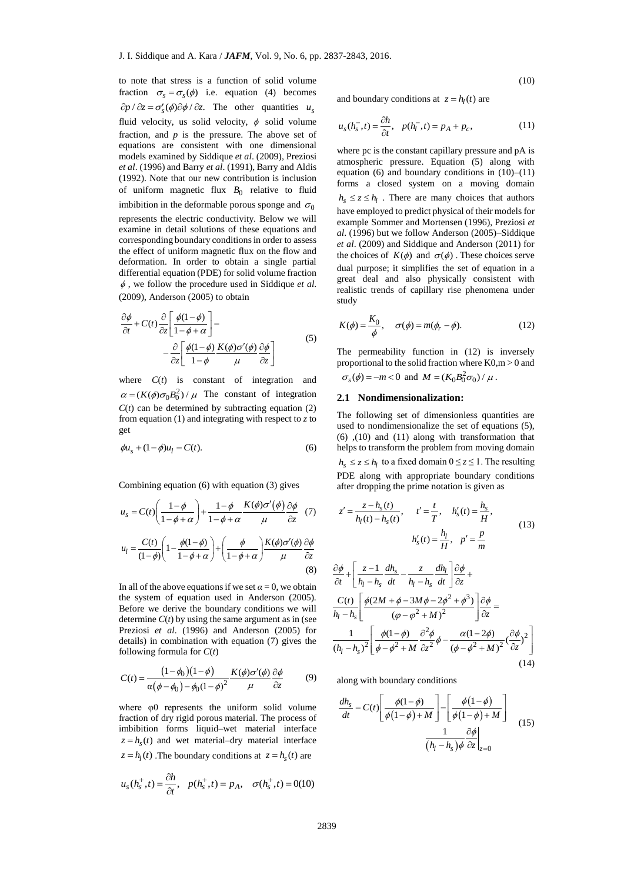to note that stress is a function of solid volume fraction $\sigma_s = \sigma_s(\phi)$ i.e. equation (4) becomes $\partial p / \partial z = \sigma_s'(\phi)\partial\phi / \partial z$. The other quantities $u_s$ fluid velocity, us solid velocity, $\phi$ solid volume fraction, and $p$ is the pressure. The above set of equations are consistent with one dimensional models examined by Siddique *et al*. (2009), Preziosi *et al*. (1996) and Barry *et al*. (1991), Barry and Aldis (1992). Note that our new contribution is inclusion of uniform magnetic flux $B_0$ relative to fluid imbibition in the deformable porous sponge and $\sigma_0$ represents the electric conductivity. Below we will examine in detail solutions of these equations and corresponding boundary conditions in order to assess the effect of uniform magnetic flux on the flow and deformation. In order to obtain a single partial differential equation (PDE) for solid volume fraction $\phi$, we follow the procedure used in Siddique *et al.* (2009), Anderson (2005) to obtain

$$\frac{\partial \phi}{\partial t} + C(t)\frac{\partial}{\partial z}\left[\frac{\phi(1-\phi)}{1-\phi+\alpha}\right] = -\frac{\partial}{\partial z}\left[\frac{\phi(1-\phi)}{1-\phi}\frac{K(\phi)\sigma'(\phi)}{\mu}\frac{\partial \phi}{\partial z}\right] \tag{5}$$

where $C(t)$ is constant of integration and $\alpha = (K(\phi)\sigma_0 B_0^2)/\mu$ The constant of integration $C(t)$ can be determined by subtracting equation (2) from equation (1) and integrating with respect to *z* to get

$$\phi u_s + (1-\phi)u_l = C(t). \tag{6}$$

Combining equation (6) with equation (3) gives

$$u_s = C(t)\left(\frac{1-\phi}{1-\phi+\alpha}\right) + \frac{1-\phi}{1-\phi+\alpha}\frac{K(\phi)\sigma'(\phi)}{\mu}\frac{\partial \phi}{\partial z} \tag{7}$$

$$u_l = \frac{C(t)}{(1-\phi)}\left(1-\frac{\phi(1-\phi)}{1-\phi+\alpha}\right) + \left(\frac{\phi}{1-\phi+\alpha}\right)\frac{K(\phi)\sigma'(\phi)}{\mu}\frac{\partial \phi}{\partial z} \tag{8}$$

In all of the above equations if we set $\alpha = 0$, we obtain the system of equation used in Anderson (2005). Before we derive the boundary conditions we will determine $C(t)$ by using the same argument as in (see Preziosi *et al*. (1996) and Anderson (2005) for details) in combination with equation (7) gives the following formula for $C(t)$

$$C(t) = \frac{(1-\phi_0)(1-\phi)}{\alpha(\phi-\phi_0) - \phi_0(1-\phi)^2}\frac{K(\phi)\sigma'(\phi)}{\mu}\frac{\partial \phi}{\partial z} \tag{9}$$

where φ0 represents the uniform solid volume fraction of dry rigid porous material. The process of imbibition forms liquid–wet material interface $z = h_s(t)$ and wet material–dry material interface $z = h_l(t)$ .The boundary conditions at $z = h_s(t)$ are

$$u_s(h_s^+, t) = \frac{\partial h}{\partial t}, \quad p(h_s^+, t) = p_A, \quad \sigma(h_s^+, t) = 0 \tag{10}$$

and boundary conditions at $z = h_l(t)$ are

$$u_s(h_s^-, t) = \frac{\partial h}{\partial t}, \quad p(h_l^-, t) = p_A + p_c, \tag{11}$$

where pc is the constant capillary pressure and pA is atmospheric pressure. Equation (5) along with equation (6) and boundary conditions in (10)–(11) forms a closed system on a moving domain $h_s \le z \le h_l$ . There are many choices that authors have employed to predict physical of their models for example Sommer and Mortensen (1996), Preziosi *et al*. (1996) but we follow Anderson (2005)–Siddique *et al*. (2009) and Siddique and Anderson (2011) for the choices of $K(\phi)$ and $\sigma(\phi)$ . These choices serve dual purpose; it simplifies the set of equation in a great deal and also physically consistent with realistic trends of capillary rise phenomena under study

$$K(\phi) = \frac{K_0}{\phi}, \quad \sigma(\phi) = m(\phi_r - \phi). \tag{12}$$

The permeability function in (12) is inversely proportional to the solid fraction where K0,m > 0 and $\sigma_s(\phi) = -m < 0$ and $M = (K_0 B_0^2 \sigma_0)/\mu$ .

## 2.1 Nondimensionalization:

The following set of dimensionless quantities are used to nondimensionalize the set of equations (5), (6) ,(10) and (11) along with transformation that helps to transform the problem from moving domain $h_s \le z \le h_l$ to a fixed domain $0 \le z \le 1$. The resulting PDE along with appropriate boundary conditions after dropping the prime notation is given as

$$z' = \frac{z - h_s(t)}{h_l(t) - h_s(t)}, \quad t' = \frac{t}{T}, \quad h_s'(t) = \frac{h_s}{H}, \quad h_s'(t) = \frac{h_l}{H}, \quad p' = \frac{p}{m} \tag{13}$$

$$\frac{\partial \phi}{\partial t} + \left[\frac{z-1}{h_l - h_s}\frac{dh_s}{dt} - \frac{z}{h_l - h_s}\frac{dh_l}{dt}\right]\frac{\partial \phi}{\partial z} + \frac{C(t)}{h_l - h_s}\left[\frac{\phi(2M + \phi - 3M\phi - 2\phi^2 + \phi^3)}{(\varphi - \varphi^2 + M)^2}\right]\frac{\partial \phi}{\partial z} = \frac{1}{(h_l - h_s)^2}\left[\frac{\phi(1-\phi)}{\phi - \phi^2 + M}\frac{\partial^2 \phi}{\partial z^2}\phi - \frac{\alpha(1-2\phi)}{(\phi - \phi^2 + M)^2}\left(\frac{\partial \phi}{\partial z}\right)^2\right] \tag{14}$$

along with boundary conditions

$$\frac{dh_s}{dt} = C(t)\left[\frac{\phi(1-\phi)}{\phi(1-\phi)+M}\right] - \left[\frac{\phi(1-\phi)}{\phi(1-\phi)+M}\right]\frac{1}{(h_l - h_s)\phi}\left.\frac{\partial \phi}{\partial z}\right|_{z=0} \tag{15}$$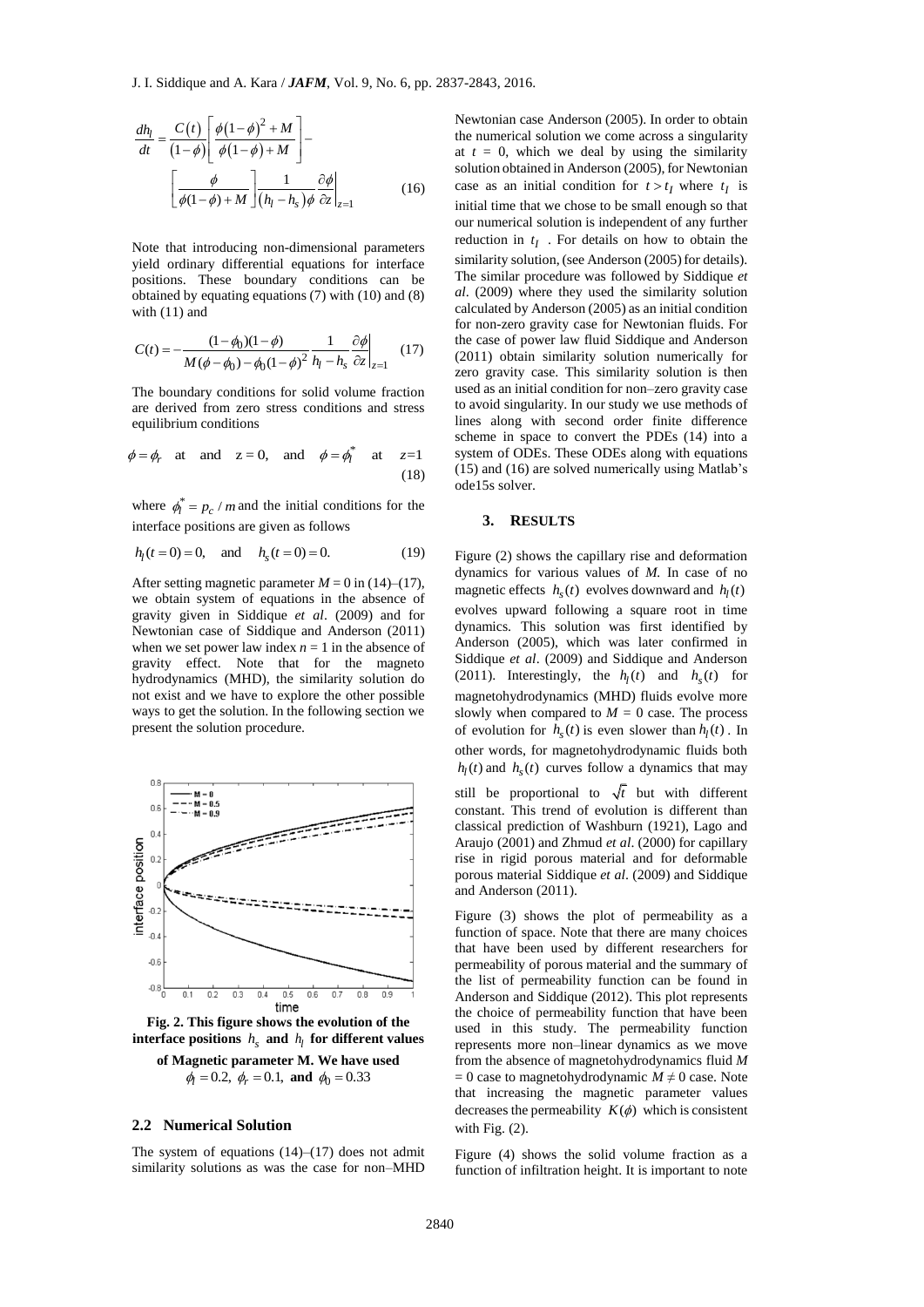$$\frac{dh_l}{dt} = \frac{C(t)}{(1-\phi)}\left[\frac{\phi(1-\phi)^2 + M}{\phi(1-\phi)+M}\right] - \left[\frac{\phi}{\phi(1-\phi)+M}\right]\frac{1}{(h_l - h_s)\phi}\left.\frac{\partial \phi}{\partial z}\right|_{z=1} \tag{16}$$

Note that introducing non-dimensional parameters yield ordinary differential equations for interface positions. These boundary conditions can be obtained by equating equations (7) with (10) and (8) with (11) and

$$C(t) = -\frac{(1-\phi_0)(1-\phi)}{M(\phi-\phi_0)-\phi_0(1-\phi)^2}\frac{1}{h_l - h_s}\left.\frac{\partial \phi}{\partial z}\right|_{z=1} \tag{17}$$

The boundary conditions for solid volume fraction are derived from zero stress conditions and stress equilibrium conditions

$$\phi = \phi_r \quad \text{at} \quad \text{and} \quad z = 0, \quad \text{and} \quad \phi = \phi_l^* \quad \text{at} \quad z=1 \tag{18}$$

where $\phi_l^* = p_c / m$ and the initial conditions for the interface positions are given as follows

$$h_l(t=0) = 0, \quad \text{and} \quad h_s(t=0) = 0. \tag{19}$$

After setting magnetic parameter $M = 0$ in (14)–(17), we obtain system of equations in the absence of gravity given in Siddique *et al*. (2009) and for Newtonian case of Siddique and Anderson (2011) when we set power law index $n = 1$ in the absence of gravity effect. Note that for the magneto hydrodynamics (MHD), the similarity solution do not exist and we have to explore the other possible ways to get the solution. In the following section we present the solution procedure.

**Fig. 2. This figure shows the evolution of the interface positions $h_s$ and $h_l$ for different values of Magnetic parameter M. We have used $\phi_l = 0.2$, $\phi_r = 0.1$, and $\phi_0 = 0.33$**

### 2.2 Numerical Solution

The system of equations (14)–(17) does not admit similarity solutions as was the case for non–MHD Newtonian case Anderson (2005). In order to obtain the numerical solution we come across a singularity at $t = 0$, which we deal by using the similarity solution obtained in Anderson (2005), for Newtonian case as an initial condition for $t > t_I$ where $t_I$ is initial time that we chose to be small enough so that our numerical solution is independent of any further reduction in $t_I$. For details on how to obtain the similarity solution, (see Anderson (2005) for details). The similar procedure was followed by Siddique *et al*. (2009) where they used the similarity solution calculated by Anderson (2005) as an initial condition for non-zero gravity case for Newtonian fluids. For the case of power law fluid Siddique and Anderson (2011) obtain similarity solution numerically for zero gravity case. This similarity solution is then used as an initial condition for non–zero gravity case to avoid singularity. In our study we use methods of lines along with second order finite difference scheme in space to convert the PDEs (14) into a system of ODEs. These ODEs along with equations (15) and (16) are solved numerically using Matlab's ode15s solver.

## 3. RESULTS

Figure (2) shows the capillary rise and deformation dynamics for various values of *M*. In case of no magnetic effects $h_s(t)$ evolves downward and $h_l(t)$ evolves upward following a square root in time dynamics. This solution was first identified by Anderson (2005), which was later confirmed in Siddique *et al*. (2009) and Siddique and Anderson (2011). Interestingly, the $h_l(t)$ and $h_s(t)$ for magnetohydrodynamics (MHD) fluids evolve more slowly when compared to $M = 0$ case. The process of evolution for $h_s(t)$ is even slower than $h_l(t)$. In other words, for magnetohydrodynamic fluids both $h_l(t)$ and $h_s(t)$ curves follow a dynamics that may still be proportional to $\sqrt{t}$ but with different constant. This trend of evolution is different than classical prediction of Washburn (1921), Lago and Araujo (2001) and Zhmud *et al*. (2000) for capillary rise in rigid porous material and for deformable porous material Siddique *et al*. (2009) and Siddique and Anderson (2011).

Figure (3) shows the plot of permeability as a function of space. Note that there are many choices that have been used by different researchers for permeability of porous material and the summary of the list of permeability function can be found in Anderson and Siddique (2012). This plot represents the choice of permeability function that have been used in this study. The permeability function represents more non–linear dynamics as we move from the absence of magnetohydrodynamics fluid $M = 0$ case to magnetohydrodynamic $M \neq 0$ case. Note that increasing the magnetic parameter values decreases the permeability $K(\phi)$ which is consistent with Fig. (2).

Figure (4) shows the solid volume fraction as a function of infiltration height. It is important to note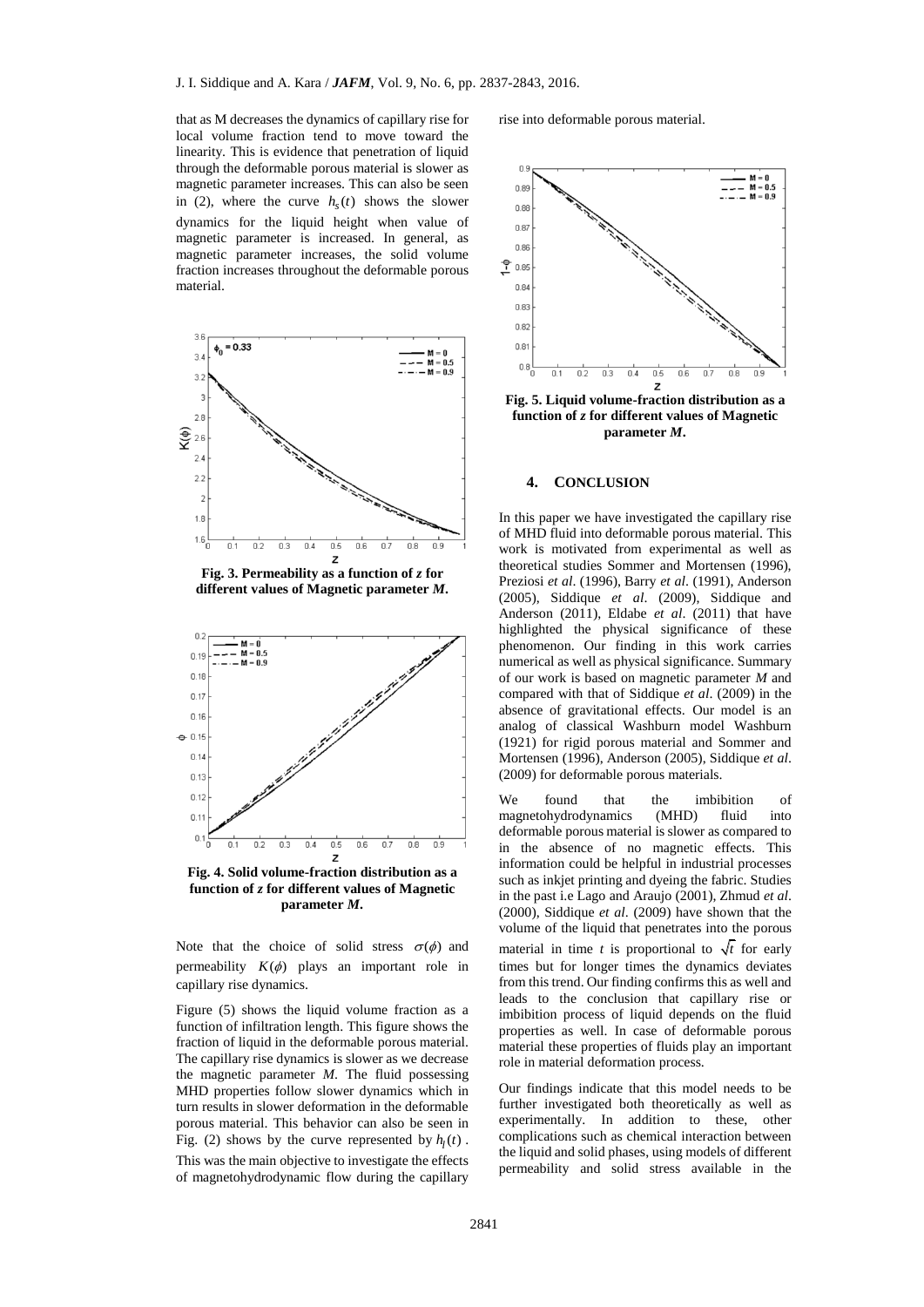that as M decreases the dynamics of capillary rise for local volume fraction tend to move toward the linearity. This is evidence that penetration of liquid through the deformable porous material is slower as magnetic parameter increases. This can also be seen in (2), where the curve $h_s(t)$ shows the slower dynamics for the liquid height when value of magnetic parameter is increased. In general, as magnetic parameter increases, the solid volume fraction increases throughout the deformable porous material.

**Fig. 3. Permeability as a function of *z* for different values of Magnetic parameter *M*.**

**Fig. 4. Solid volume-fraction distribution as a function of *z* for different values of Magnetic parameter *M*.**

Note that the choice of solid stress $\sigma(\phi)$ and permeability $K(\phi)$ plays an important role in capillary rise dynamics.

Figure (5) shows the liquid volume fraction as a function of infiltration length. This figure shows the fraction of liquid in the deformable porous material. The capillary rise dynamics is slower as we decrease the magnetic parameter *M*. The fluid possessing MHD properties follow slower dynamics which in turn results in slower deformation in the deformable porous material. This behavior can also be seen in Fig. (2) shows by the curve represented by $h_l(t)$. This was the main objective to investigate the effects of magnetohydrodynamic flow during the capillary rise into deformable porous material.

**Fig. 5. Liquid volume-fraction distribution as a function of *z* for different values of Magnetic parameter *M*.**

## 4. CONCLUSION

In this paper we have investigated the capillary rise of MHD fluid into deformable porous material. This work is motivated from experimental as well as theoretical studies Sommer and Mortensen (1996), Preziosi *et al*. (1996), Barry *et al*. (1991), Anderson (2005), Siddique *et al*. (2009), Siddique and Anderson (2011), Eldabe *et al*. (2011) that have highlighted the physical significance of these phenomenon. Our finding in this work carries numerical as well as physical significance. Summary of our work is based on magnetic parameter *M* and compared with that of Siddique *et al*. (2009) in the absence of gravitational effects. Our model is an analog of classical Washburn model Washburn (1921) for rigid porous material and Sommer and Mortensen (1996), Anderson (2005), Siddique *et al*. (2009) for deformable porous materials.

We found that the imbibition of magnetohydrodynamics (MHD) fluid into deformable porous material is slower as compared to in the absence of no magnetic effects. This information could be helpful in industrial processes such as inkjet printing and dyeing the fabric. Studies in the past i.e Lago and Araujo (2001), Zhmud *et al*. (2000), Siddique *et al*. (2009) have shown that the volume of the liquid that penetrates into the porous material in time *t* is proportional to $\sqrt{t}$ for early times but for longer times the dynamics deviates from this trend. Our finding confirms this as well and leads to the conclusion that capillary rise or imbibition process of liquid depends on the fluid properties as well. In case of deformable porous material these properties of fluids play an important role in material deformation process.

Our findings indicate that this model needs to be further investigated both theoretically as well as experimentally. In addition to these, other complications such as chemical interaction between the liquid and solid phases, using models of different permeability and solid stress available in the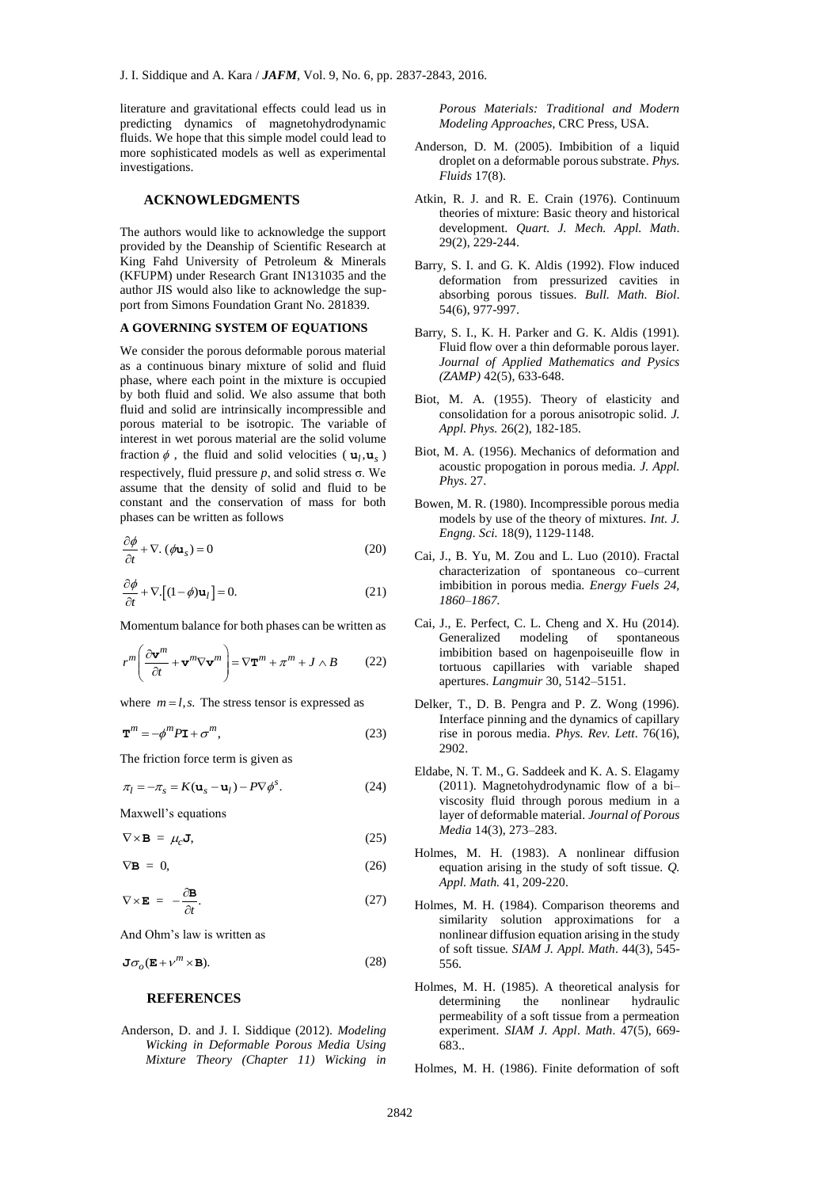literature and gravitational effects could lead us in predicting dynamics of magnetohydrodynamic fluids. We hope that this simple model could lead to more sophisticated models as well as experimental investigations.

## ACKNOWLEDGMENTS

The authors would like to acknowledge the support provided by the Deanship of Scientific Research at King Fahd University of Petroleum & Minerals (KFUPM) under Research Grant IN131035 and the author JIS would also like to acknowledge the support from Simons Foundation Grant No. 281839.

## A GOVERNING SYSTEM OF EQUATIONS

We consider the porous deformable porous material as a continuous binary mixture of solid and fluid phase, where each point in the mixture is occupied by both fluid and solid. We also assume that both fluid and solid are intrinsically incompressible and porous material to be isotropic. The variable of interest in wet porous material are the solid volume fraction $\phi$ , the fluid and solid velocities ( $\mathbf{u}_l, \mathbf{u}_s$ ) respectively, fluid pressure $p$, and solid stress σ. We assume that the density of solid and fluid to be constant and the conservation of mass for both phases can be written as follows

$$\frac{\partial \phi}{\partial t} + \nabla.\, (\phi \mathbf{u}_s) = 0 \tag{20}$$

$$\frac{\partial \phi}{\partial t} + \nabla.\left[(1-\phi)\mathbf{u}_l\right] = 0. \tag{21}$$

Momentum balance for both phases can be written as

$$r^m \left( \frac{\partial \mathbf{v}^m}{\partial t} + \mathbf{v}^m \nabla \mathbf{v}^m \right) = \nabla \mathbf{T}^m + \pi^m + J \wedge B \tag{22}$$

where $m = l, s.$ The stress tensor is expressed as

$$\mathbf{T}^m = -\phi^m P \mathbf{I} + \sigma^m, \tag{23}$$

The friction force term is given as

$$\pi_l = -\pi_s = K(\mathbf{u}_s - \mathbf{u}_l) - P \nabla \phi^s. \tag{24}$$

Maxwell's equations

$$\nabla \times \mathbf{B} \;=\; \mu_c \mathbf{J}, \tag{25}$$

$$\nabla \mathbf{B} \;=\; 0, \tag{26}$$

$$\nabla \times \mathbf{E} \;=\; -\frac{\partial \mathbf{B}}{\partial t}. \tag{27}$$

And Ohm's law is written as

$$\mathbf{J} \sigma_o (\mathbf{E} + \nu^m \times \mathbf{B}). \tag{28}$$

## REFERENCES

Anderson, D. and J. I. Siddique (2012). *Modeling Wicking in Deformable Porous Media Using Mixture Theory (Chapter 11) Wicking in Porous Materials: Traditional and Modern Modeling Approaches*, CRC Press, USA.

Anderson, D. M. (2005). Imbibition of a liquid droplet on a deformable porous substrate. *Phys. Fluids* 17(8).

Atkin, R. J. and R. E. Crain (1976). Continuum theories of mixture: Basic theory and historical development. *Quart. J. Mech. Appl. Math*. 29(2), 229-244.

Barry, S. I. and G. K. Aldis (1992). Flow induced deformation from pressurized cavities in absorbing porous tissues. *Bull. Math. Biol*. 54(6), 977-997.

Barry, S. I., K. H. Parker and G. K. Aldis (1991). Fluid flow over a thin deformable porous layer. *Journal of Applied Mathematics and Pysics (ZAMP)* 42(5), 633-648.

Biot, M. A. (1955). Theory of elasticity and consolidation for a porous anisotropic solid. *J. Appl. Phys.* 26(2), 182-185.

Biot, M. A. (1956). Mechanics of deformation and acoustic propogation in porous media. *J. Appl. Phys*. 27.

Bowen, M. R. (1980). Incompressible porous media models by use of the theory of mixtures. *Int. J. Engng. Sci.* 18(9), 1129-1148.

Cai, J., B. Yu, M. Zou and L. Luo (2010). Fractal characterization of spontaneous co–current imbibition in porous media. *Energy Fuels 24, 1860–1867.*

Cai, J., E. Perfect, C. L. Cheng and X. Hu (2014). Generalized modeling of spontaneous imbibition based on hagenpoiseuille flow in tortuous capillaries with variable shaped apertures. *Langmuir* 30, 5142–5151.

Delker, T., D. B. Pengra and P. Z. Wong (1996). Interface pinning and the dynamics of capillary rise in porous media. *Phys. Rev. Lett*. 76(16), 2902.

Eldabe, N. T. M., G. Saddeek and K. A. S. Elagamy (2011). Magnetohydrodynamic flow of a bi–viscosity fluid through porous medium in a layer of deformable material. *Journal of Porous Media* 14(3), 273–283.

Holmes, M. H. (1983). A nonlinear diffusion equation arising in the study of soft tissue. *Q. Appl. Math.* 41, 209-220.

Holmes, M. H. (1984). Comparison theorems and similarity solution approximations for a nonlinear diffusion equation arising in the study of soft tissue. *SIAM J. Appl. Math*. 44(3), 545-556.

Holmes, M. H. (1985). A theoretical analysis for determining the nonlinear hydraulic permeability of a soft tissue from a permeation experiment. *SIAM J. Appl. Math*. 47(5), 669-683..

Holmes, M. H. (1986). Finite deformation of soft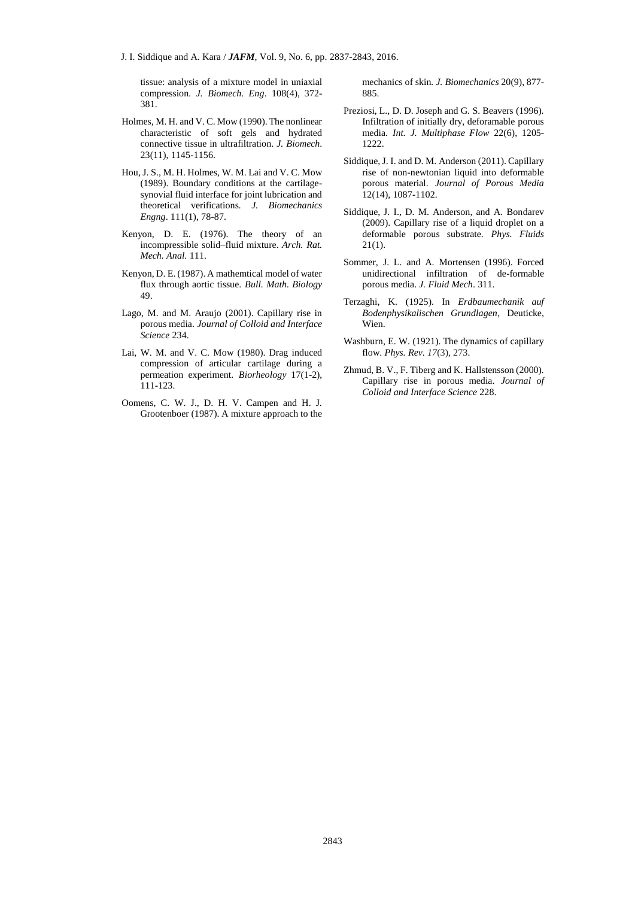tissue: analysis of a mixture model in uniaxial compression. *J. Biomech. Eng*. 108(4), 372-381.

Holmes, M. H. and V. C. Mow (1990). The nonlinear characteristic of soft gels and hydrated connective tissue in ultrafiltration. *J. Biomech*. 23(11), 1145-1156.

Hou, J. S., M. H. Holmes, W. M. Lai and V. C. Mow (1989). Boundary conditions at the cartilage-synovial fluid interface for joint lubrication and theoretical verifications. *J. Biomechanics Engng*. 111(1), 78-87.

Kenyon, D. E. (1976). The theory of an incompressible solid–fluid mixture. *Arch. Rat. Mech. Anal.* 111.

Kenyon, D. E. (1987). A mathemtical model of water flux through aortic tissue. *Bull. Math. Biology* 49.

Lago, M. and M. Araujo (2001). Capillary rise in porous media. *Journal of Colloid and Interface Science* 234.

Lai, W. M. and V. C. Mow (1980). Drag induced compression of articular cartilage during a permeation experiment. *Biorheology* 17(1-2), 111-123.

Oomens, C. W. J., D. H. V. Campen and H. J. Grootenboer (1987). A mixture approach to the mechanics of skin. *J. Biomechanics* 20(9), 877-885.

Preziosi, L., D. D. Joseph and G. S. Beavers (1996). Infiltration of initially dry, deforamable porous media. *Int. J. Multiphase Flow* 22(6), 1205-1222.

Siddique, J. I. and D. M. Anderson (2011). Capillary rise of non-newtonian liquid into deformable porous material. *Journal of Porous Media* 12(14), 1087-1102.

Siddique, J. I., D. M. Anderson, and A. Bondarev (2009). Capillary rise of a liquid droplet on a deformable porous substrate. *Phys. Fluids* 21(1).

Sommer, J. L. and A. Mortensen (1996). Forced unidirectional infiltration of de-formable porous media. *J. Fluid Mech*. 311.

Terzaghi, K. (1925). In *Erdbaumechanik auf Bodenphysikalischen Grundlagen*, Deuticke, Wien.

Washburn, E. W. (1921). The dynamics of capillary flow. *Phys. Rev*. *17*(3), 273.

Zhmud, B. V., F. Tiberg and K. Hallstensson (2000). Capillary rise in porous media. *Journal of Colloid and Interface Science* 228.